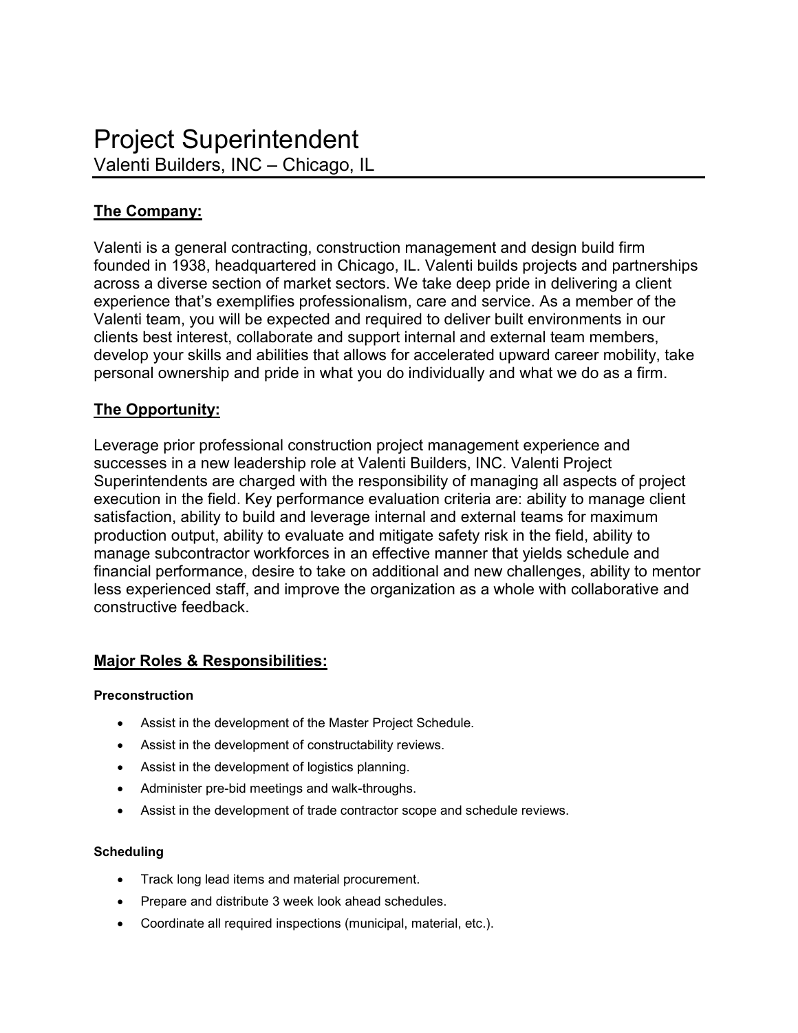# Project Superintendent

Valenti Builders, INC – Chicago, IL

## The Company:

Valenti is a general contracting, construction management and design build firm founded in 1938, headquartered in Chicago, IL. Valenti builds projects and partnerships across a diverse section of market sectors. We take deep pride in delivering a client experience that's exemplifies professionalism, care and service. As a member of the Valenti team, you will be expected and required to deliver built environments in our clients best interest, collaborate and support internal and external team members, develop your skills and abilities that allows for accelerated upward career mobility, take personal ownership and pride in what you do individually and what we do as a firm.

## The Opportunity:

Leverage prior professional construction project management experience and successes in a new leadership role at Valenti Builders, INC. Valenti Project Superintendents are charged with the responsibility of managing all aspects of project execution in the field. Key performance evaluation criteria are: ability to manage client satisfaction, ability to build and leverage internal and external teams for maximum production output, ability to evaluate and mitigate safety risk in the field, ability to manage subcontractor workforces in an effective manner that yields schedule and financial performance, desire to take on additional and new challenges, ability to mentor less experienced staff, and improve the organization as a whole with collaborative and constructive feedback.

## Major Roles & Responsibilities:

### Preconstruction

- Assist in the development of the Master Project Schedule.
- Assist in the development of constructability reviews.
- Assist in the development of logistics planning.
- Administer pre-bid meetings and walk-throughs.
- Assist in the development of trade contractor scope and schedule reviews.

### Scheduling

- Track long lead items and material procurement.
- Prepare and distribute 3 week look ahead schedules.
- Coordinate all required inspections (municipal, material, etc.).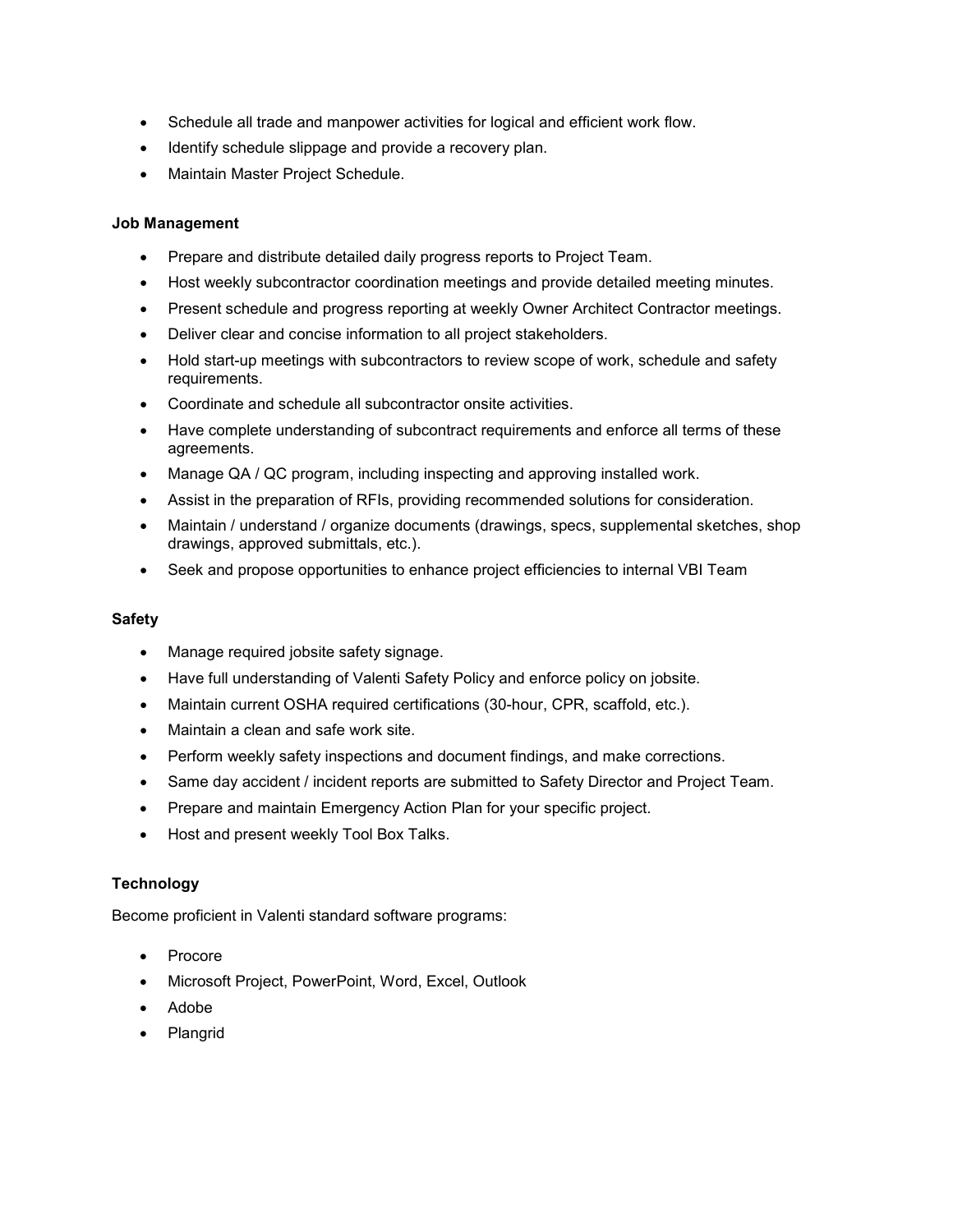- Schedule all trade and manpower activities for logical and efficient work flow.
- Identify schedule slippage and provide a recovery plan.
- Maintain Master Project Schedule.

**Job Management**

- Prepare and distribute detailed daily progress reports to Project Team.
- Host weekly subcontractor coordination meetings and provide detailed meeting minutes.
- Present schedule and progress reporting at weekly Owner Architect Contractor meetings.
- Deliver clear and concise information to all project stakeholders.
- Hold start-up meetings with subcontractors to review scope of work, schedule and safety requirements.
- Coordinate and schedule all subcontractor onsite activities.
- Have complete understanding of subcontract requirements and enforce all terms of these agreements.
- Manage QA / QC program, including inspecting and approving installed work.
- Assist in the preparation of RFIs, providing recommended solutions for consideration.
- Maintain / understand / organize documents (drawings, specs, supplemental sketches, shop drawings, approved submittals, etc.).
- Seek and propose opportunities to enhance project efficiencies to internal VBI Team

**Safety**

- Manage required jobsite safety signage.
- Have full understanding of Valenti Safety Policy and enforce policy on jobsite.
- Maintain current OSHA required certifications (30-hour, CPR, scaffold, etc.).
- Maintain a clean and safe work site.
- Perform weekly safety inspections and document findings, and make corrections.
- Same day accident / incident reports are submitted to Safety Director and Project Team.
- Prepare and maintain Emergency Action Plan for your specific project.
- Host and present weekly Tool Box Talks.

**Technology**

Become proficient in Valenti standard software programs:

- Procore
- Microsoft Project, PowerPoint, Word, Excel, Outlook
- Adobe
- Plangrid